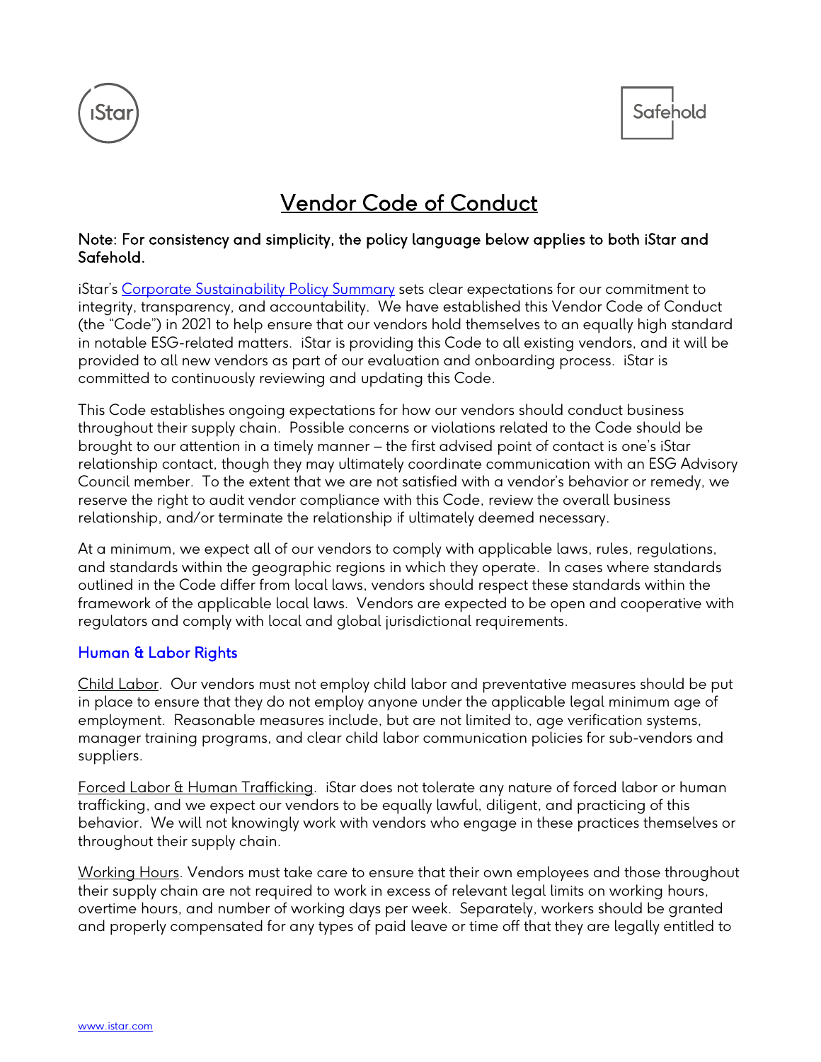# Vendor Code of Conduct

**Note: For consistency and simplicity, the policy language below applies to both iStar and Safehold.**

iStar's Corporate Sustainability Policy Summary sets clear expectations for our commitment to integrity, transparency, and accountability. We have established this Vendor Code of Conduct (the "Code") in 2021 to help ensure that our vendors hold themselves to an equally high standard in notable ESG-related matters. iStar is providing this Code to all existing vendors, and it will be provided to all new vendors as part of our evaluation and onboarding process. iStar is committed to continuously reviewing and updating this Code.

This Code establishes ongoing expectations for how our vendors should conduct business throughout their supply chain. Possible concerns or violations related to the Code should be brought to our attention in a timely manner – the first advised point of contact is one's iStar relationship contact, though they may ultimately coordinate communication with an ESG Advisory Council member. To the extent that we are not satisfied with a vendor's behavior or remedy, we reserve the right to audit vendor compliance with this Code, review the overall business relationship, and/or terminate the relationship if ultimately deemed necessary.

At a minimum, we expect all of our vendors to comply with applicable laws, rules, regulations, and standards within the geographic regions in which they operate. In cases where standards outlined in the Code differ from local laws, vendors should respect these standards within the framework of the applicable local laws. Vendors are expected to be open and cooperative with regulators and comply with local and global jurisdictional requirements.

## Human & Labor Rights

Child Labor. Our vendors must not employ child labor and preventative measures should be put in place to ensure that they do not employ anyone under the applicable legal minimum age of employment. Reasonable measures include, but are not limited to, age verification systems, manager training programs, and clear child labor communication policies for sub-vendors and suppliers.

Forced Labor & Human Trafficking. iStar does not tolerate any nature of forced labor or human trafficking, and we expect our vendors to be equally lawful, diligent, and practicing of this behavior. We will not knowingly work with vendors who engage in these practices themselves or throughout their supply chain.

Working Hours. Vendors must take care to ensure that their own employees and those throughout their supply chain are not required to work in excess of relevant legal limits on working hours, overtime hours, and number of working days per week. Separately, workers should be granted and properly compensated for any types of paid leave or time off that they are legally entitled to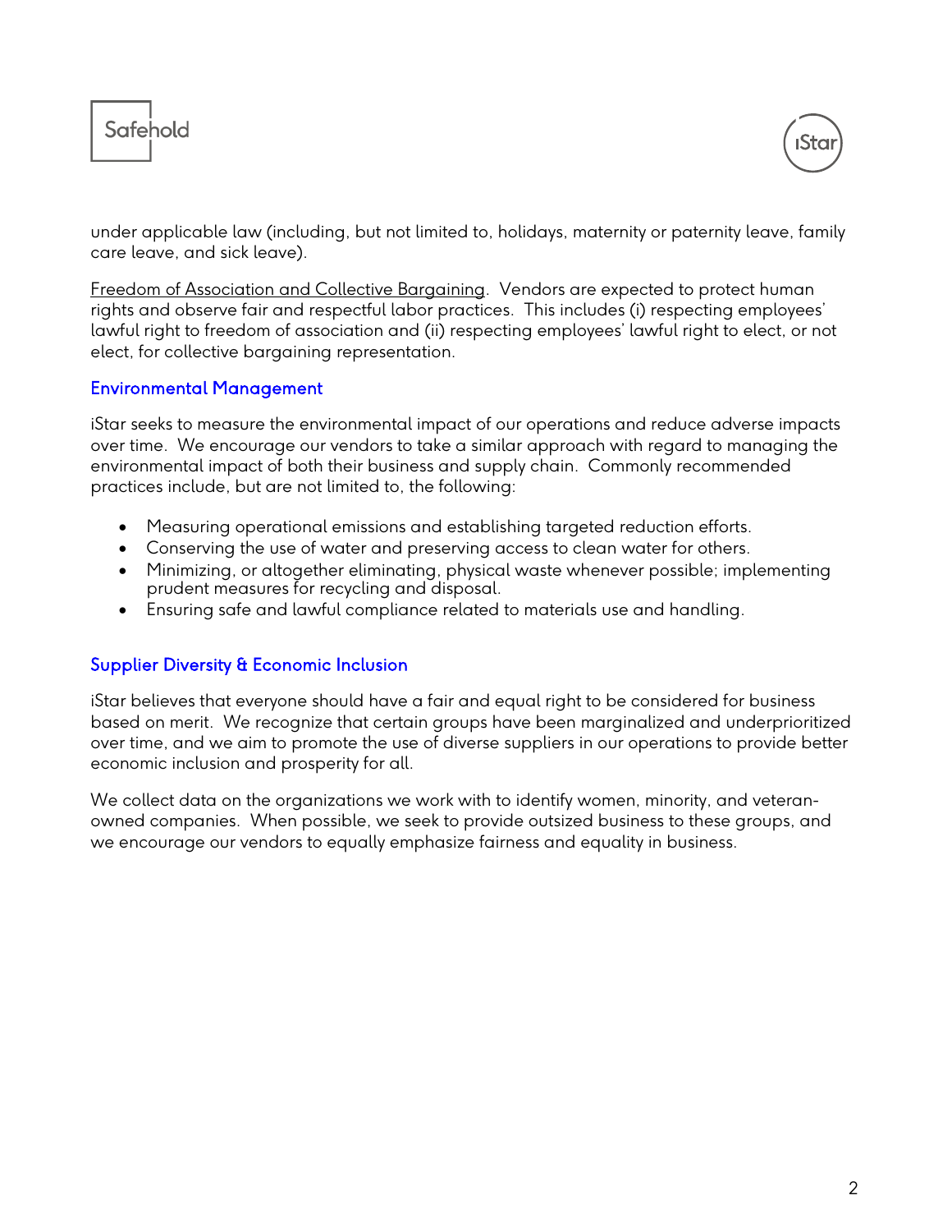under applicable law (including, but not limited to, holidays, maternity or paternity leave, family care leave, and sick leave).

Freedom of Association and Collective Bargaining. Vendors are expected to protect human rights and observe fair and respectful labor practices. This includes (i) respecting employees' lawful right to freedom of association and (ii) respecting employees' lawful right to elect, or not elect, for collective bargaining representation.

## Environmental Management

iStar seeks to measure the environmental impact of our operations and reduce adverse impacts over time. We encourage our vendors to take a similar approach with regard to managing the environmental impact of both their business and supply chain. Commonly recommended practices include, but are not limited to, the following:

- Measuring operational emissions and establishing targeted reduction efforts.
- Conserving the use of water and preserving access to clean water for others.
- Minimizing, or altogether eliminating, physical waste whenever possible; implementing prudent measures for recycling and disposal.
- Ensuring safe and lawful compliance related to materials use and handling.

## Supplier Diversity & Economic Inclusion

iStar believes that everyone should have a fair and equal right to be considered for business based on merit. We recognize that certain groups have been marginalized and underprioritized over time, and we aim to promote the use of diverse suppliers in our operations to provide better economic inclusion and prosperity for all.

We collect data on the organizations we work with to identify women, minority, and veteran-owned companies. When possible, we seek to provide outsized business to these groups, and we encourage our vendors to equally emphasize fairness and equality in business.